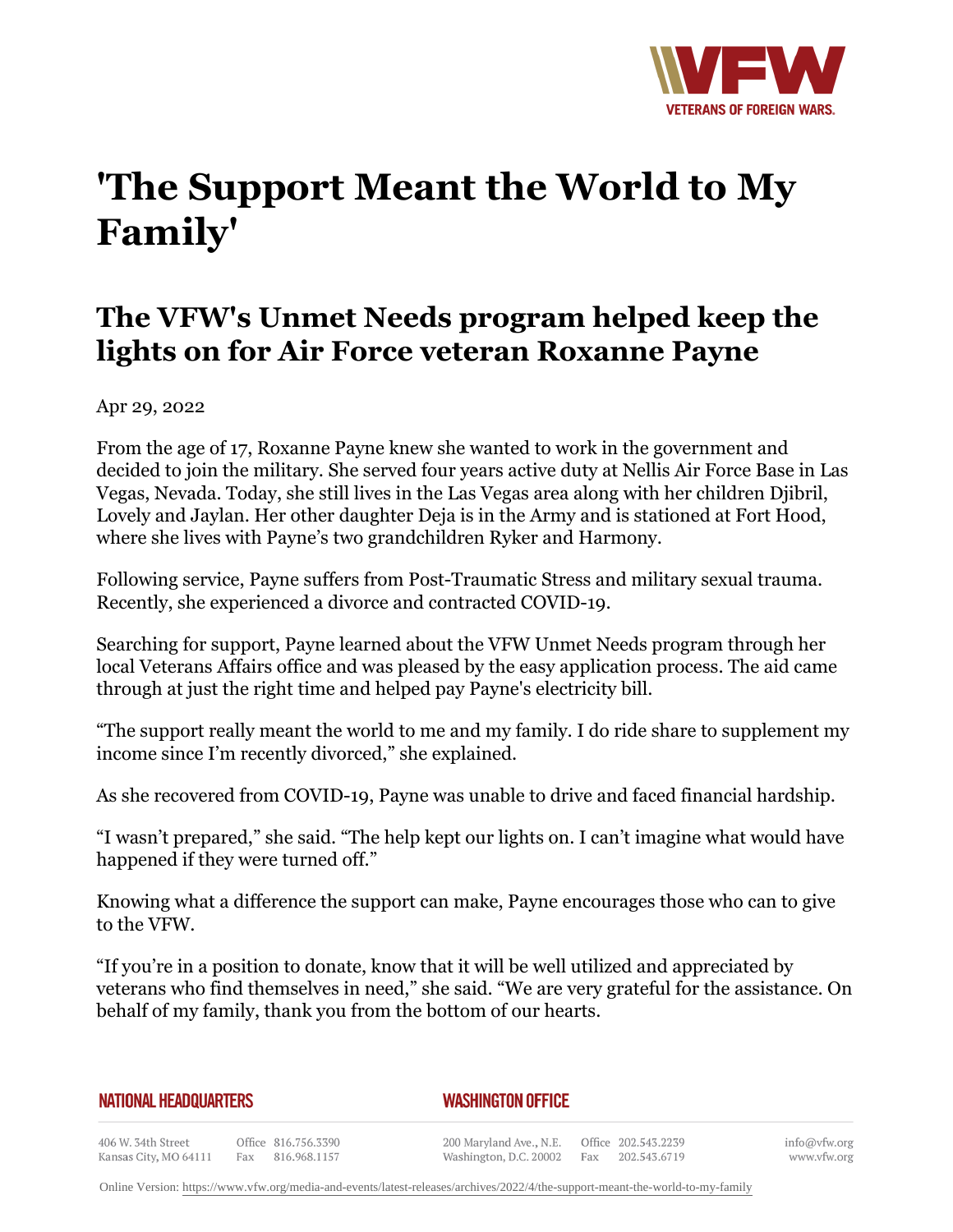# 'The Support Meant the World to My Family'

## The VFW's Unmet Needs program helped keep the lights on for Air Force veteran Roxanne Payne

Apr 29, 2022

From the age of 17, Roxanne Payne knew she wanted to work in the government and decided to join the military. She served four years active duty at Nellis Air Force Base in Las Vegas, Nevada. Today, she still lives in the Las Vegas area along with her children Djibril, Lovely and Jaylan. Her other daughter Deja is in the Army and is stationed at Fort Hood, where she lives with Payne's two grandchildren Ryker and Harmony.

Following service, Payne suffers from Post-Traumatic Stress and military sexual trauma. Recently, she experienced a divorce and contracted COVID-19.

Searching for support, Payne learned about the VFW Unmet Needs program through her local Veterans Affairs office and was pleased by the easy application process. The aid came through at just the right time and helped pay Payne's electricity bill.

"The support really meant the world to me and my family. I do ride share to supplement my income since I'm recently divorced," she explained.

As she recovered from COVID-19, Payne was unable to drive and faced financial hardship.

"I wasn't prepared," she said. "The help kept our lights on. I can't imagine what would have happened if they were turned off."

Knowing what a difference the support can make, Payne encourages those who can to give to the VFW.

"If you're in a position to donate, know that it will be well utilized and appreciated by veterans who find themselves in need," she said. "We are very grateful for the assistance. On behalf of my family, thank you from the bottom of our hearts.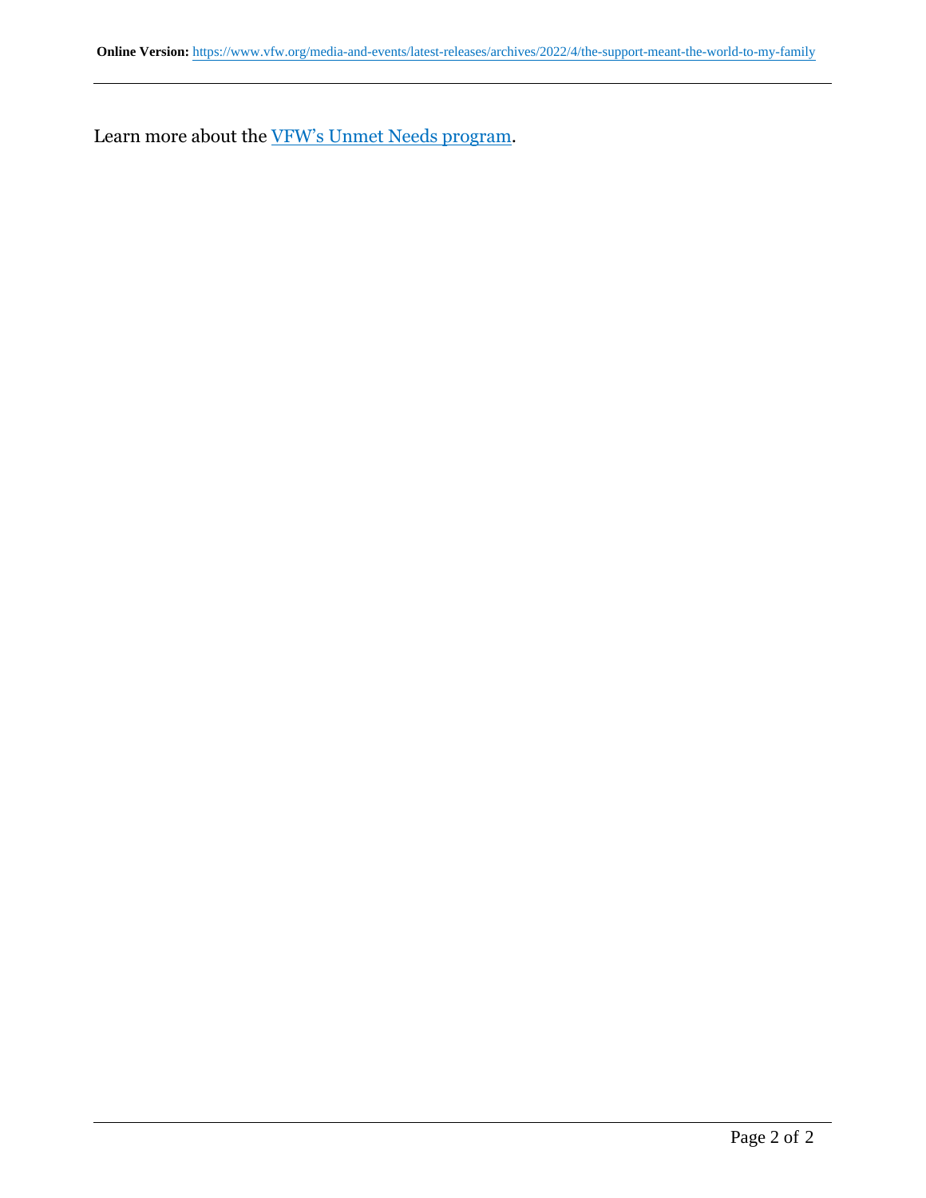Learn more about the VFW’s Unmet Needs program.